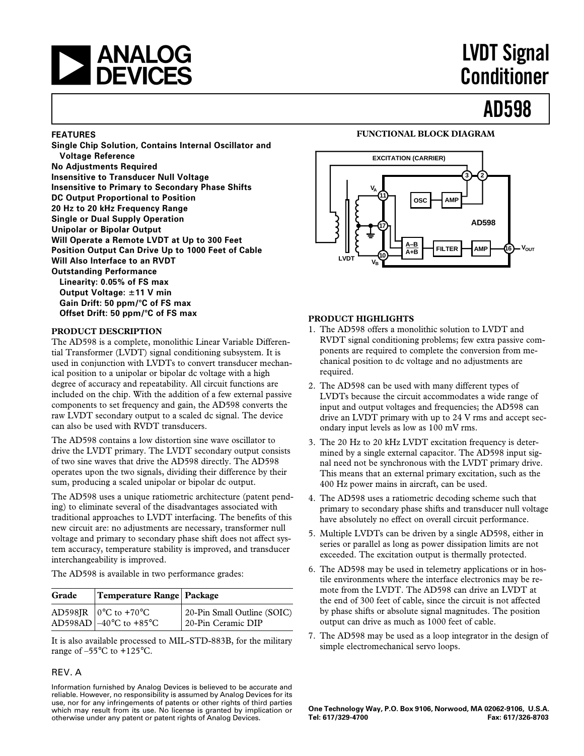# LVDT Signal Conditioner

# AD598

## FEATURES

**Single Chip Solution, Contains Internal Oscillator and Voltage Reference**
**No Adjustments Required**
**Insensitive to Transducer Null Voltage**
**Insensitive to Primary to Secondary Phase Shifts**
**DC Output Proportional to Position**
**20 Hz to 20 kHz Frequency Range**
**Single or Dual Supply Operation**
**Unipolar or Bipolar Output**
**Will Operate a Remote LVDT at Up to 300 Feet**
**Position Output Can Drive Up to 1000 Feet of Cable**
**Will Also Interface to an RVDT**
**Outstanding Performance**
**Linearity: 0.05% of FS max**
**Output Voltage: ±11 V min**
**Gain Drift: 50 ppm/°C of FS max**
**Offset Drift: 50 ppm/°C of FS max**

## PRODUCT DESCRIPTION

The AD598 is a complete, monolithic Linear Variable Differential Transformer (LVDT) signal conditioning subsystem. It is used in conjunction with LVDTs to convert transducer mechanical position to a unipolar or bipolar dc voltage with a high degree of accuracy and repeatability. All circuit functions are included on the chip. With the addition of a few external passive components to set frequency and gain, the AD598 converts the raw LVDT secondary output to a scaled dc signal. The device can also be used with RVDT transducers.

The AD598 contains a low distortion sine wave oscillator to drive the LVDT primary. The LVDT secondary output consists of two sine waves that drive the AD598 directly. The AD598 operates upon the two signals, dividing their difference by their sum, producing a scaled unipolar or bipolar dc output.

The AD598 uses a unique ratiometric architecture (patent pending) to eliminate several of the disadvantages associated with traditional approaches to LVDT interfacing. The benefits of this new circuit are: no adjustments are necessary, transformer null voltage and primary to secondary phase shift does not affect system accuracy, temperature stability is improved, and transducer interchangeability is improved.

The AD598 is available in two performance grades:

| Grade | Temperature Range | Package |
|---|---|---|
| AD598JR | 0°C to +70°C | 20-Pin Small Outline (SOIC) |
| AD598AD | –40°C to +85°C | 20-Pin Ceramic DIP |

It is also available processed to MIL-STD-883B, for the military range of –55°C to +125°C.

## FUNCTIONAL BLOCK DIAGRAM

## PRODUCT HIGHLIGHTS

1. The AD598 offers a monolithic solution to LVDT and RVDT signal conditioning problems; few extra passive components are required to complete the conversion from mechanical position to dc voltage and no adjustments are required.
2. The AD598 can be used with many different types of LVDTs because the circuit accommodates a wide range of input and output voltages and frequencies; the AD598 can drive an LVDT primary with up to 24 V rms and accept secondary input levels as low as 100 mV rms.
3. The 20 Hz to 20 kHz LVDT excitation frequency is determined by a single external capacitor. The AD598 input signal need not be synchronous with the LVDT primary drive. This means that an external primary excitation, such as the 400 Hz power mains in aircraft, can be used.
4. The AD598 uses a ratiometric decoding scheme such that primary to secondary phase shifts and transducer null voltage have absolutely no effect on overall circuit performance.
5. Multiple LVDTs can be driven by a single AD598, either in series or parallel as long as power dissipation limits are not exceeded. The excitation output is thermally protected.
6. The AD598 may be used in telemetry applications or in hostile environments where the interface electronics may be remote from the LVDT. The AD598 can drive an LVDT at the end of 300 feet of cable, since the circuit is not affected by phase shifts or absolute signal magnitudes. The position output can drive as much as 1000 feet of cable.
7. The AD598 may be used as a loop integrator in the design of simple electromechanical servo loops.

REV. A

Information furnished by Analog Devices is believed to be accurate and reliable. However, no responsibility is assumed by Analog Devices for its use, nor for any infringements of patents or other rights of third parties which may result from its use. No license is granted by implication or otherwise under any patent or patent rights of Analog Devices.

**One Technology Way, P.O. Box 9106, Norwood, MA 02062-9106, U.S.A.**
**Tel: 617/329-4700 Fax: 617/326-8703**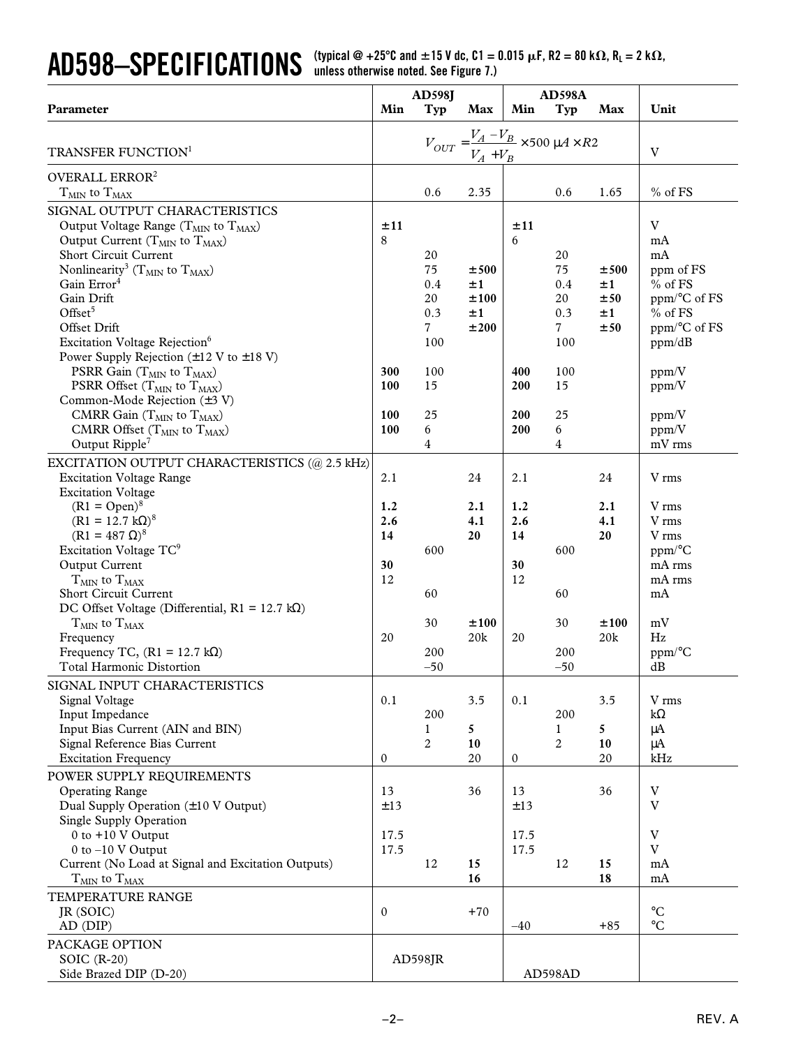# AD598–SPECIFICATIONS

(typical @ +25°C and ±15 V dc, C1 = 0.015 μF, R2 = 80 kΩ, $R_L$ = 2 kΩ, unless otherwise noted. See Figure 7.)

| Parameter | AD598J Min | AD598J Typ | AD598J Max | AD598A Min | AD598A Typ | AD598A Max | Unit |
|---|---|---|---|---|---|---|---|
| TRANSFER FUNCTION[1] | $V_{OUT} = \frac{V_A - V_B}{V_A + V_B} \times 500\ \mu A \times R2$ | | | | | | V |
| OVERALL ERROR[2] | | | | | | | |
| $T_{MIN}$ to $T_{MAX}$ | | 0.6 | 2.35 | | 0.6 | 1.65 | % of FS |
| SIGNAL OUTPUT CHARACTERISTICS | | | | | | | |
| Output Voltage Range ($T_{MIN}$ to $T_{MAX}$) | ±11 | | | ±11 | | | V |
| Output Current ($T_{MIN}$ to $T_{MAX}$) | 8 | | | 6 | | | mA |
| Short Circuit Current | | 20 | | | 20 | | mA |
| Nonlinearity[3] ($T_{MIN}$ to $T_{MAX}$) | | 75 | ±500 | | 75 | ±500 | ppm of FS |
| Gain Error[4] | | 0.4 | ±1 | | 0.4 | ±1 | % of FS |
| Gain Drift | | 20 | ±100 | | 20 | ±50 | ppm/°C of FS |
| Offset[5] | | 0.3 | ±1 | | 0.3 | ±1 | % of FS |
| Offset Drift | | 7 | ±200 | | 7 | ±50 | ppm/°C of FS |
| Excitation Voltage Rejection[6] | | 100 | | | 100 | | ppm/dB |
| Power Supply Rejection (±12 V to ±18 V) | | | | | | | |
| PSRR Gain ($T_{MIN}$ to $T_{MAX}$) | 300 | 100 | | 400 | 100 | | ppm/V |
| PSRR Offset ($T_{MIN}$ to $T_{MAX}$) | 100 | 15 | | 200 | 15 | | ppm/V |
| Common-Mode Rejection (±3 V) | | | | | | | |
| CMRR Gain ($T_{MIN}$ to $T_{MAX}$) | 100 | 25 | | 200 | 25 | | ppm/V |
| CMRR Offset ($T_{MIN}$ to $T_{MAX}$) | 100 | 6 | | 200 | 6 | | ppm/V |
| Output Ripple[7] | | 4 | | | 4 | | mV rms |
| EXCITATION OUTPUT CHARACTERISTICS (@ 2.5 kHz) | | | | | | | |
| Excitation Voltage Range | 2.1 | | 24 | 2.1 | | 24 | V rms |
| Excitation Voltage | | | | | | | |
| (R1 = Open)[8] | 1.2 | | 2.1 | 1.2 | | 2.1 | V rms |
| (R1 = 12.7 kΩ)[8] | 2.6 | | 4.1 | 2.6 | | 4.1 | V rms |
| (R1 = 487 Ω)[8] | 14 | | 20 | 14 | | 20 | V rms |
| Excitation Voltage TC[9] | | 600 | | | 600 | | ppm/°C |
| Output Current | 30 | | | 30 | | | mA rms |
| $T_{MIN}$ to $T_{MAX}$ | 12 | | | 12 | | | mA rms |
| Short Circuit Current | | 60 | | | 60 | | mA |
| DC Offset Voltage (Differential, R1 = 12.7 kΩ) | | | | | | | |
| $T_{MIN}$ to $T_{MAX}$ | | 30 | ±100 | | 30 | ±100 | mV |
| Frequency | 20 | | 20k | 20 | | 20k | Hz |
| Frequency TC, (R1 = 12.7 kΩ) | | 200 | | | 200 | | ppm/°C |
| Total Harmonic Distortion | | –50 | | | –50 | | dB |
| SIGNAL INPUT CHARACTERISTICS | | | | | | | |
| Signal Voltage | 0.1 | | 3.5 | 0.1 | | 3.5 | V rms |
| Input Impedance | | 200 | | | 200 | | kΩ |
| Input Bias Current (AIN and BIN) | | 1 | 5 | | 1 | 5 | μA |
| Signal Reference Bias Current | | 2 | 10 | | 2 | 10 | μA |
| Excitation Frequency | 0 | | 20 | 0 | | 20 | kHz |
| POWER SUPPLY REQUIREMENTS | | | | | | | |
| Operating Range | 13 | | 36 | 13 | | 36 | V |
| Dual Supply Operation (±10 V Output) | ±13 | | | ±13 | | | V |
| Single Supply Operation | | | | | | | |
| 0 to +10 V Output | 17.5 | | | 17.5 | | | V |
| 0 to –10 V Output | 17.5 | | | 17.5 | | | V |
| Current (No Load at Signal and Excitation Outputs) | | 12 | 15 | | 12 | 15 | mA |
| $T_{MIN}$ to $T_{MAX}$ | | | 16 | | | 18 | mA |
| TEMPERATURE RANGE | | | | | | | |
| JR (SOIC) | 0 | | +70 | | | | °C |
| AD (DIP) | | | | –40 | | +85 | °C |
| PACKAGE OPTION | | | | | | | |
| SOIC (R-20) | | AD598JR | | | | | |
| Side Brazed DIP (D-20) | | | | | AD598AD | | |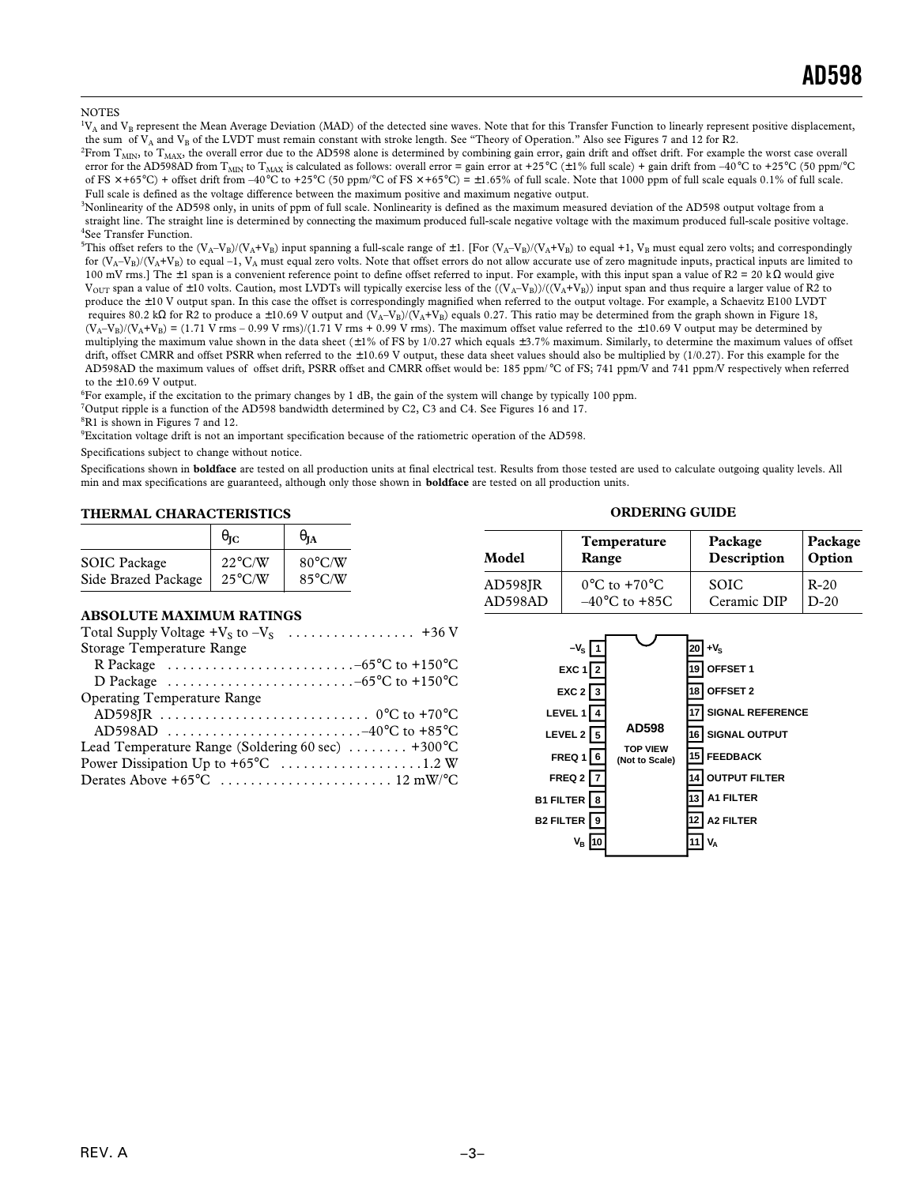NOTES

[1] $V_A$ and $V_B$ represent the Mean Average Deviation (MAD) of the detected sine waves. Note that for this Transfer Function to linearly represent positive displacement, the sum of $V_A$ and $V_B$ of the LVDT must remain constant with stroke length. See "Theory of Operation." Also see Figures 7 and 12 for R2.

[2] From $T_{MIN}$, to $T_{MAX}$, the overall error due to the AD598 alone is determined by combining gain error, gain drift and offset drift. For example the worst case overall error for the AD598AD from $T_{MIN}$ to $T_{MAX}$ is calculated as follows: overall error = gain error at +25°C (±1% full scale) + gain drift from –40°C to +25°C (50 ppm/°C of FS × +65°C) + offset drift from –40°C to +25°C (50 ppm/°C of FS × +65°C) = ±1.65% of full scale. Note that 1000 ppm of full scale equals 0.1% of full scale. Full scale is defined as the voltage difference between the maximum positive and maximum negative output.

[3] Nonlinearity of the AD598 only, in units of ppm of full scale. Nonlinearity is defined as the maximum measured deviation of the AD598 output voltage from a straight line. The straight line is determined by connecting the maximum produced full-scale negative voltage with the maximum produced full-scale positive voltage.

[4] See Transfer Function.

[5] This offset refers to the $(V_A–V_B)/(V_A+V_B)$ input spanning a full-scale range of ±1. [For $(V_A–V_B)/(V_A+V_B)$ to equal +1, $V_B$ must equal zero volts; and correspondingly for $(V_A–V_B)/(V_A+V_B)$ to equal –1, $V_A$ must equal zero volts. Note that offset errors do not allow accurate use of zero magnitude inputs, practical inputs are limited to 100 mV rms.] The ±1 span is a convenient reference point to define offset referred to input. For example, with this input span a value of R2 = 20 kΩ would give $V_{OUT}$ span a value of ±10 volts. Caution, most LVDTs will typically exercise less of the $((V_A–V_B))/((V_A+V_B))$ input span and thus require a larger value of R2 to produce the ±10 V output span. In this case the offset is correspondingly magnified when referred to the output voltage. For example, a Schaevitz E100 LVDT requires 80.2 kΩ for R2 to produce a ±10.69 V output and $(V_A–V_B)/(V_A+V_B)$ equals 0.27. This ratio may be determined from the graph shown in Figure 18, $(V_A–V_B)/(V_A+V_B)$ = (1.71 V rms – 0.99 V rms)/(1.71 V rms + 0.99 V rms). The maximum offset value referred to the ±10.69 V output may be determined by multiplying the maximum value shown in the data sheet (±1% of FS by 1/0.27 which equals ±3.7% maximum. Similarly, to determine the maximum values of offset drift, offset CMRR and offset PSRR when referred to the ±10.69 V output, these data sheet values should also be multiplied by (1/0.27). For this example for the AD598AD the maximum values of offset drift, PSRR offset and CMRR offset would be: 185 ppm/°C of FS; 741 ppm/V and 741 ppm/V respectively when referred to the ±10.69 V output.

[6] For example, if the excitation to the primary changes by 1 dB, the gain of the system will change by typically 100 ppm.

[7] Output ripple is a function of the AD598 bandwidth determined by C2, C3 and C4. See Figures 16 and 17.

[8] R1 is shown in Figures 7 and 12.

[9] Excitation voltage drift is not an important specification because of the ratiometric operation of the AD598.

Specifications subject to change without notice.

Specifications shown in **boldface** are tested on all production units at final electrical test. Results from those tested are used to calculate outgoing quality levels. All min and max specifications are guaranteed, although only those shown in **boldface** are tested on all production units.

## THERMAL CHARACTERISTICS

| | $\theta_{JC}$ | $\theta_{JA}$ |
|---|---|---|
| SOIC Package | 22°C/W | 80°C/W |
| Side Brazed Package | 25°C/W | 85°C/W |

## ABSOLUTE MAXIMUM RATINGS

Total Supply Voltage $+V_S$ to $–V_S$ . . . . . . . . . . . . . . . . . +36 V

Storage Temperature Range

- R Package . . . . . . . . . . . . . . . . . . . . . . . . –65°C to +150°C
- D Package . . . . . . . . . . . . . . . . . . . . . . . . –65°C to +150°C

Operating Temperature Range

- AD598JR . . . . . . . . . . . . . . . . . . . . . . . . . . . 0°C to +70°C
- AD598AD . . . . . . . . . . . . . . . . . . . . . . . . . –40°C to +85°C

Lead Temperature Range (Soldering 60 sec) . . . . . . . . +300°C

Power Dissipation Up to +65°C . . . . . . . . . . . . . . . . . . 1.2 W

Derates Above +65°C . . . . . . . . . . . . . . . . . . . . . . . 12 mW/°C

## ORDERING GUIDE

| Model | Temperature Range | Package Description | Package Option |
|---|---|---|---|
| AD598JR | 0°C to +70°C | SOIC | R-20 |
| AD598AD | –40°C to +85C | Ceramic DIP | D-20 |

AD598 TOP VIEW (Not to Scale)

| Pin | Name | Pin | Name |
|---|---|---|---|
| 1 | $–V_S$ | 20 | $+V_S$ |
| 2 | EXC 1 | 19 | OFFSET 1 |
| 3 | EXC 2 | 18 | OFFSET 2 |
| 4 | LEVEL 1 | 17 | SIGNAL REFERENCE |
| 5 | LEVEL 2 | 16 | SIGNAL OUTPUT |
| 6 | FREQ 1 | 15 | FEEDBACK |
| 7 | FREQ 2 | 14 | OUTPUT FILTER |
| 8 | B1 FILTER | 13 | A1 FILTER |
| 9 | B2 FILTER | 12 | A2 FILTER |
| 10 | $V_B$ | 11 | $V_A$ |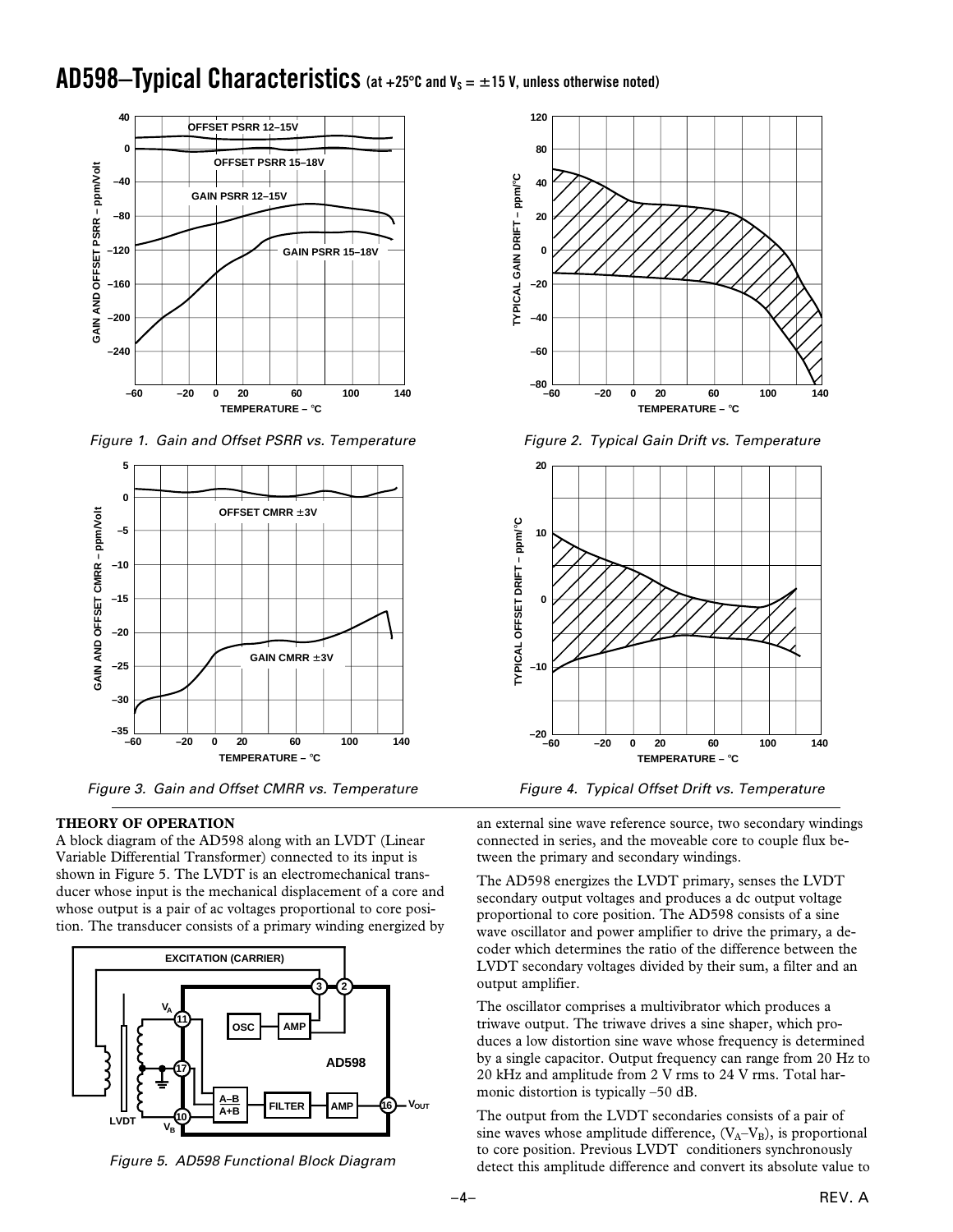## AD598–Typical Characteristics (at +25°C and $V_S$ = ±15 V, unless otherwise noted)

Figure 1. Gain and Offset PSRR vs. Temperature

Figure 2. Typical Gain Drift vs. Temperature

Figure 3. Gain and Offset CMRR vs. Temperature

Figure 4. Typical Offset Drift vs. Temperature

### THEORY OF OPERATION

A block diagram of the AD598 along with an LVDT (Linear Variable Differential Transformer) connected to its input is shown in Figure 5. The LVDT is an electromechanical transducer whose input is the mechanical displacement of a core and whose output is a pair of ac voltages proportional to core position. The transducer consists of a primary winding energized by an external sine wave reference source, two secondary windings connected in series, and the moveable core to couple flux between the primary and secondary windings.

Figure 5. AD598 Functional Block Diagram

The AD598 energizes the LVDT primary, senses the LVDT secondary output voltages and produces a dc output voltage proportional to core position. The AD598 consists of a sine wave oscillator and power amplifier to drive the primary, a decoder which determines the ratio of the difference between the LVDT secondary voltages divided by their sum, a filter and an output amplifier.

The oscillator comprises a multivibrator which produces a triwave output. The triwave drives a sine shaper, which produces a low distortion sine wave whose frequency is determined by a single capacitor. Output frequency can range from 20 Hz to 20 kHz and amplitude from 2 V rms to 24 V rms. Total harmonic distortion is typically –50 dB.

The output from the LVDT secondaries consists of a pair of sine waves whose amplitude difference, ($V_A$–$V_B$), is proportional to core position. Previous LVDT conditioners synchronously detect this amplitude difference and convert its absolute value to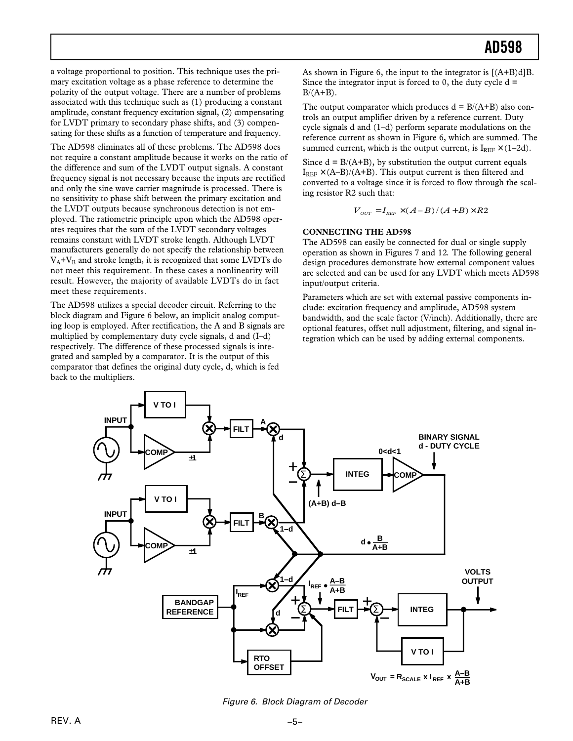a voltage proportional to position. This technique uses the primary excitation voltage as a phase reference to determine the polarity of the output voltage. There are a number of problems associated with this technique such as (1) producing a constant amplitude, constant frequency excitation signal, (2) compensating for LVDT primary to secondary phase shifts, and (3) compensating for these shifts as a function of temperature and frequency.

The AD598 eliminates all of these problems. The AD598 does not require a constant amplitude because it works on the ratio of the difference and sum of the LVDT output signals. A constant frequency signal is not necessary because the inputs are rectified and only the sine wave carrier magnitude is processed. There is no sensitivity to phase shift between the primary excitation and the LVDT outputs because synchronous detection is not employed. The ratiometric principle upon which the AD598 operates requires that the sum of the LVDT secondary voltages remains constant with LVDT stroke length. Although LVDT manufacturers generally do not specify the relationship between $V_A+V_B$ and stroke length, it is recognized that some LVDTs do not meet this requirement. In these cases a nonlinearity will result. However, the majority of available LVDTs do in fact meet these requirements.

The AD598 utilizes a special decoder circuit. Referring to the block diagram and Figure 6 below, an implicit analog computing loop is employed. After rectification, the A and B signals are multiplied by complementary duty cycle signals, d and (1–d) respectively. The difference of these processed signals is integrated and sampled by a comparator. It is the output of this comparator that defines the original duty cycle, d, which is fed back to the multipliers.

As shown in Figure 6, the input to the integrator is $[(A+B)d]B$. Since the integrator input is forced to 0, the duty cycle $d = B/(A+B)$.

The output comparator which produces $d = B/(A+B)$ also controls an output amplifier driven by a reference current. Duty cycle signals d and (1–d) perform separate modulations on the reference current as shown in Figure 6, which are summed. The summed current, which is the output current, is $I_{REF} \times (1–2d)$.

Since $d = B/(A+B)$, by substitution the output current equals $I_{REF} \times (A–B)/(A+B)$. This output current is then filtered and converted to a voltage since it is forced to flow through the scaling resistor R2 such that:

$$V_{OUT} = I_{REF} \times (A-B)/(A+B) \times R2$$

### CONNECTING THE AD598

The AD598 can easily be connected for dual or single supply operation as shown in Figures 7 and 12. The following general design procedures demonstrate how external component values are selected and can be used for any LVDT which meets AD598 input/output criteria.

Parameters which are set with external passive components include: excitation frequency and amplitude, AD598 system bandwidth, and the scale factor (V/inch). Additionally, there are optional features, offset null adjustment, filtering, and signal integration which can be used by adding external components.

*Figure 6. Block Diagram of Decoder*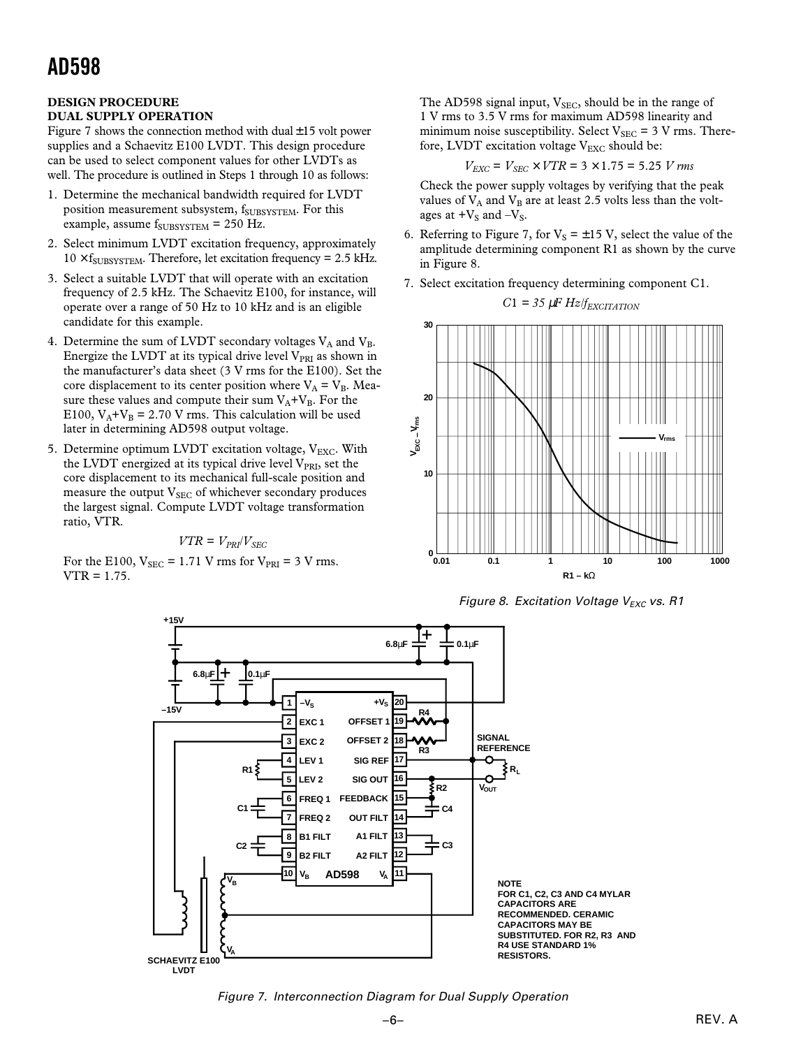### DESIGN PROCEDURE
### DUAL SUPPLY OPERATION

Figure 7 shows the connection method with dual ±15 volt power supplies and a Schaevitz E100 LVDT. This design procedure can be used to select component values for other LVDTs as well. The procedure is outlined in Steps 1 through 10 as follows:

1. Determine the mechanical bandwidth required for LVDT position measurement subsystem, $f_{SUBSYSTEM}$. For this example, assume $f_{SUBSYSTEM}$ = 250 Hz.
2. Select minimum LVDT excitation frequency, approximately 10 × $f_{SUBSYSTEM}$. Therefore, let excitation frequency = 2.5 kHz.
3. Select a suitable LVDT that will operate with an excitation frequency of 2.5 kHz. The Schaevitz E100, for instance, will operate over a range of 50 Hz to 10 kHz and is an eligible candidate for this example.
4. Determine the sum of LVDT secondary voltages $V_A$ and $V_B$. Energize the LVDT at its typical drive level $V_{PRI}$ as shown in the manufacturer's data sheet (3 V rms for the E100). Set the core displacement to its center position where $V_A = V_B$. Measure these values and compute their sum $V_A+V_B$. For the E100, $V_A+V_B$ = 2.70 V rms. This calculation will be used later in determining AD598 output voltage.
5. Determine optimum LVDT excitation voltage, $V_{EXC}$. With the LVDT energized at its typical drive level $V_{PRI}$, set the core displacement to its mechanical full-scale position and measure the output $V_{SEC}$ of whichever secondary produces the largest signal. Compute LVDT voltage transformation ratio, VTR.

   $$VTR = V_{PRI}/V_{SEC}$$

   For the E100, $V_{SEC}$ = 1.71 V rms for $V_{PRI}$ = 3 V rms. VTR = 1.75.

   The AD598 signal input, $V_{SEC}$, should be in the range of 1 V rms to 3.5 V rms for maximum AD598 linearity and minimum noise susceptibility. Select $V_{SEC}$ = 3 V rms. Therefore, LVDT excitation voltage $V_{EXC}$ should be:

   $$V_{EXC} = V_{SEC} \times VTR = 3 \times 1.75 = 5.25\ V\ rms$$

   Check the power supply voltages by verifying that the peak values of $V_A$ and $V_B$ are at least 2.5 volts less than the voltages at $+V_S$ and $-V_S$.
6. Referring to Figure 7, for $V_S$ = ±15 V, select the value of the amplitude determining component R1 as shown by the curve in Figure 8.
7. Select excitation frequency determining component C1.

   $$C1 = 35\ \mu F\ Hz/f_{EXCITATION}$$

Figure 8. Excitation Voltage $V_{EXC}$ vs. R1

NOTE
FOR C1, C2, C3 AND C4 MYLAR CAPACITORS ARE RECOMMENDED. CERAMIC CAPACITORS MAY BE SUBSTITUTED. FOR R2, R3 AND R4 USE STANDARD 1% RESISTORS.

Figure 7. Interconnection Diagram for Dual Supply Operation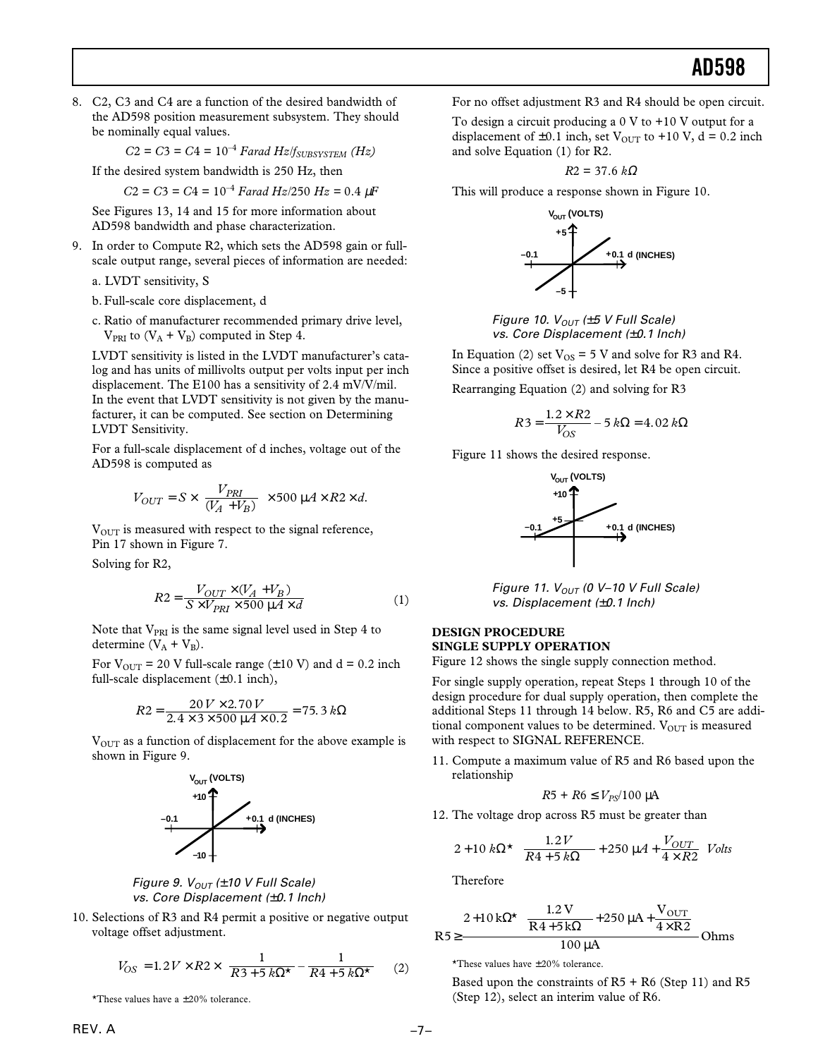8. C2, C3 and C4 are a function of the desired bandwidth of the AD598 position measurement subsystem. They should be nominally equal values.

   $$C2 = C3 = C4 = 10^{-4}\ Farad\ Hz/f_{SUBSYSTEM}\ (Hz)$$

   If the desired system bandwidth is 250 Hz, then

   $$C2 = C3 = C4 = 10^{-4}\ Farad\ Hz/250\ Hz = 0.4\ \mu F$$

   See Figures 13, 14 and 15 for more information about AD598 bandwidth and phase characterization.

9. In order to Compute R2, which sets the AD598 gain or full-scale output range, several pieces of information are needed:

   a. LVDT sensitivity, S

   b. Full-scale core displacement, d

   c. Ratio of manufacturer recommended primary drive level, $V_{PRI}$ to $(V_A + V_B)$ computed in Step 4.

   LVDT sensitivity is listed in the LVDT manufacturer's catalog and has units of millivolts output per volts input per inch displacement. The E100 has a sensitivity of 2.4 mV/V/mil. In the event that LVDT sensitivity is not given by the manufacturer, it can be computed. See section on Determining LVDT Sensitivity.

   For a full-scale displacement of d inches, voltage out of the AD598 is computed as

   $$V_{OUT} = S \times \frac{V_{PRI}}{(V_A + V_B)} \times 500\ \mu A \times R2 \times d.$$

   $V_{OUT}$ is measured with respect to the signal reference, Pin 17 shown in Figure 7.

   Solving for R2,

   $$R2 = \frac{V_{OUT} \times (V_A + V_B)}{S \times V_{PRI} \times 500\ \mu A \times d} \qquad (1)$$

   Note that $V_{PRI}$ is the same signal level used in Step 4 to determine $(V_A + V_B)$.

   For $V_{OUT}$ = 20 V full-scale range (±10 V) and d = 0.2 inch full-scale displacement (±0.1 inch),

   $$R2 = \frac{20\ V \times 2.70\ V}{2.4 \times 3 \times 500\ \mu A \times 0.2} = 75.3\ k\Omega$$

   $V_{OUT}$ as a function of displacement for the above example is shown in Figure 9.

   *Figure 9. $V_{OUT}$ (±10 V Full Scale) vs. Core Displacement (±0.1 Inch)*

10. Selections of R3 and R4 permit a positive or negative output voltage offset adjustment.

    $$V_{OS} = 1.2\ V \times R2 \times \left(\frac{1}{R3 + 5\ k\Omega^*} - \frac{1}{R4 + 5\ k\Omega^*}\right) \qquad (2)$$

    *These values have a ±20% tolerance.

    For no offset adjustment R3 and R4 should be open circuit.

    To design a circuit producing a 0 V to +10 V output for a displacement of ±0.1 inch, set $V_{OUT}$ to +10 V, d = 0.2 inch and solve Equation (1) for R2.

    $$R2 = 37.6\ k\Omega$$

    This will produce a response shown in Figure 10.

    *Figure 10. $V_{OUT}$ (±5 V Full Scale) vs. Core Displacement (±0.1 Inch)*

    In Equation (2) set $V_{OS}$ = 5 V and solve for R3 and R4. Since a positive offset is desired, let R4 be open circuit.

    Rearranging Equation (2) and solving for R3

    $$R3 = \frac{1.2 \times R2}{V_{OS}} - 5\ k\Omega = 4.02\ k\Omega$$

    Figure 11 shows the desired response.

    *Figure 11. $V_{OUT}$ (0 V–10 V Full Scale) vs. Displacement (±0.1 Inch)*

## DESIGN PROCEDURE
## SINGLE SUPPLY OPERATION

Figure 12 shows the single supply connection method.

For single supply operation, repeat Steps 1 through 10 of the design procedure for dual supply operation, then complete the additional Steps 11 through 14 below. R5, R6 and C5 are additional component values to be determined. $V_{OUT}$ is measured with respect to SIGNAL REFERENCE.

11. Compute a maximum value of R5 and R6 based upon the relationship

    $$R5 + R6 \leq V_{PS}/100\ \mu A$$

12. The voltage drop across R5 must be greater than

    $$2 + 10\ k\Omega^* \left(\frac{1.2\ V}{R4 + 5\ k\Omega} + 250\ \mu A + \frac{V_{OUT}}{4 \times R2}\right)\ Volts$$

    Therefore

    $$R5 \geq \frac{2 + 10\ k\Omega^* \left(\frac{1.2\ V}{R4 + 5\ k\Omega} + 250\ \mu A + \frac{V_{OUT}}{4 \times R2}\right)}{100\ \mu A}\ Ohms$$

    *These values have ±20% tolerance.

    Based upon the constraints of R5 + R6 (Step 11) and R5 (Step 12), select an interim value of R6.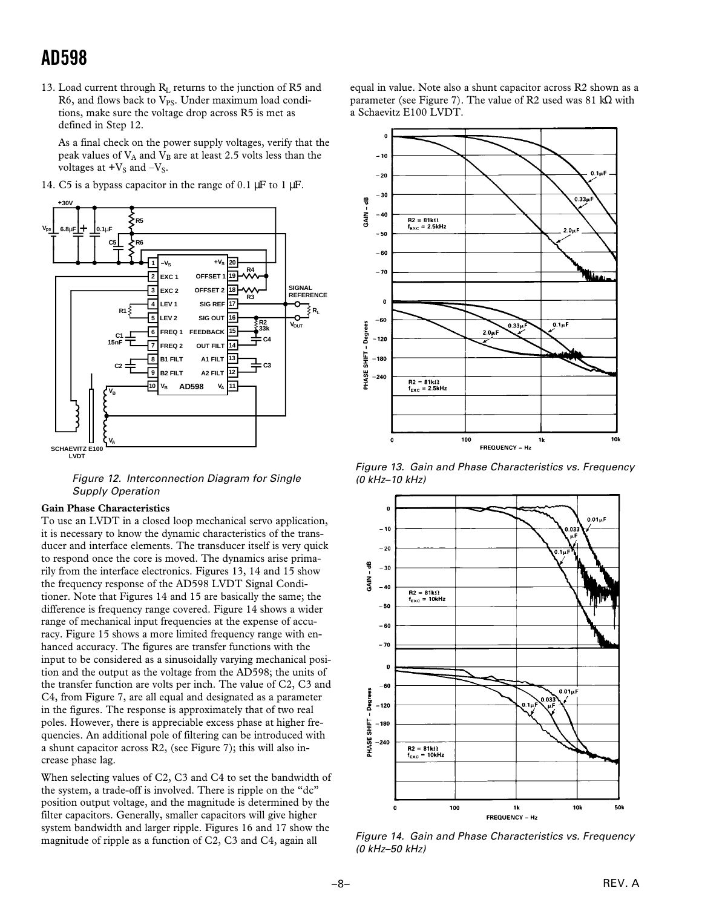13. Load current through $R_L$ returns to the junction of R5 and R6, and flows back to $V_{PS}$. Under maximum load conditions, make sure the voltage drop across R5 is met as defined in Step 12.

    As a final check on the power supply voltages, verify that the peak values of $V_A$ and $V_B$ are at least 2.5 volts less than the voltages at $+V_S$ and $–V_S$.

14. C5 is a bypass capacitor in the range of 0.1 μF to 1 μF.

*Figure 12. Interconnection Diagram for Single Supply Operation*

### Gain Phase Characteristics

To use an LVDT in a closed loop mechanical servo application, it is necessary to know the dynamic characteristics of the transducer and interface elements. The transducer itself is very quick to respond once the core is moved. The dynamics arise primarily from the interface electronics. Figures 13, 14 and 15 show the frequency response of the AD598 LVDT Signal Conditioner. Note that Figures 14 and 15 are basically the same; the difference is frequency range covered. Figure 14 shows a wider range of mechanical input frequencies at the expense of accuracy. Figure 15 shows a more limited frequency range with enhanced accuracy. The figures are transfer functions with the input to be considered as a sinusoidally varying mechanical position and the output as the voltage from the AD598; the units of the transfer function are volts per inch. The value of C2, C3 and C4, from Figure 7, are all equal and designated as a parameter in the figures. The response is approximately that of two real poles. However, there is appreciable excess phase at higher frequencies. An additional pole of filtering can be introduced with a shunt capacitor across R2, (see Figure 7); this will also increase phase lag.

When selecting values of C2, C3 and C4 to set the bandwidth of the system, a trade-off is involved. There is ripple on the "dc" position output voltage, and the magnitude is determined by the filter capacitors. Generally, smaller capacitors will give higher system bandwidth and larger ripple. Figures 16 and 17 show the magnitude of ripple as a function of C2, C3 and C4, again all equal in value. Note also a shunt capacitor across R2 shown as a parameter (see Figure 7). The value of R2 used was 81 kΩ with a Schaevitz E100 LVDT.

*Figure 13. Gain and Phase Characteristics vs. Frequency (0 kHz–10 kHz)*

*Figure 14. Gain and Phase Characteristics vs. Frequency (0 kHz–50 kHz)*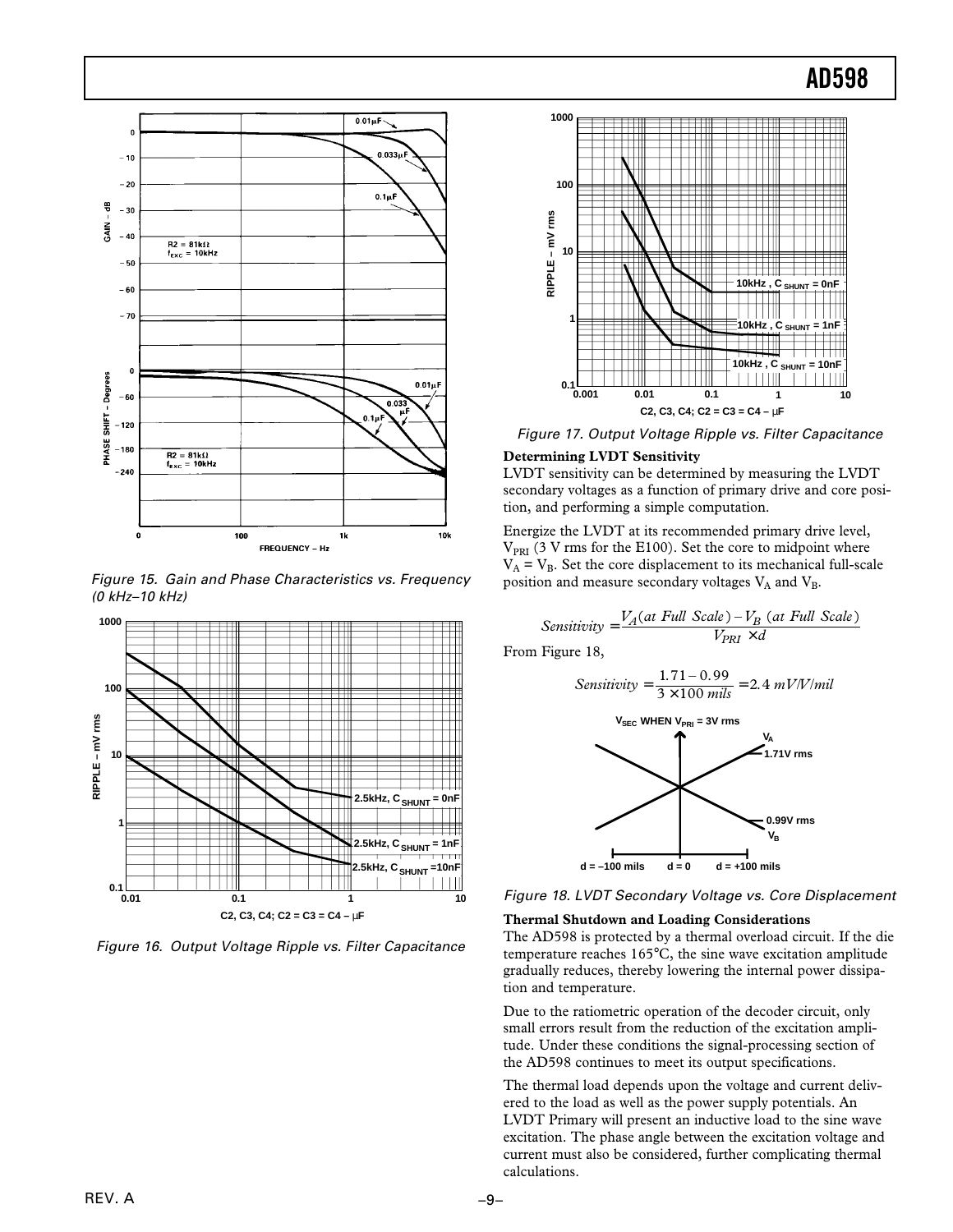Figure 15. Gain and Phase Characteristics vs. Frequency (0 kHz–10 kHz)

Figure 16. Output Voltage Ripple vs. Filter Capacitance

Figure 17. Output Voltage Ripple vs. Filter Capacitance

**Determining LVDT Sensitivity**

LVDT sensitivity can be determined by measuring the LVDT secondary voltages as a function of primary drive and core position, and performing a simple computation.

Energize the LVDT at its recommended primary drive level, $V_{PRI}$ (3 V rms for the E100). Set the core to midpoint where $V_A = V_B$. Set the core displacement to its mechanical full-scale position and measure secondary voltages $V_A$ and $V_B$.

$$Sensitivity = \frac{V_A(at\ Full\ Scale) - V_B\ (at\ Full\ Scale)}{V_{PRI} \times d}$$

From Figure 18,

$$Sensitivity = \frac{1.71 - 0.99}{3 \times 100\ mils} = 2.4\ mV/V/mil$$

Figure 18. LVDT Secondary Voltage vs. Core Displacement

**Thermal Shutdown and Loading Considerations**

The AD598 is protected by a thermal overload circuit. If the die temperature reaches 165°C, the sine wave excitation amplitude gradually reduces, thereby lowering the internal power dissipation and temperature.

Due to the ratiometric operation of the decoder circuit, only small errors result from the reduction of the excitation amplitude. Under these conditions the signal-processing section of the AD598 continues to meet its output specifications.

The thermal load depends upon the voltage and current delivered to the load as well as the power supply potentials. An LVDT Primary will present an inductive load to the sine wave excitation. The phase angle between the excitation voltage and current must also be considered, further complicating thermal calculations.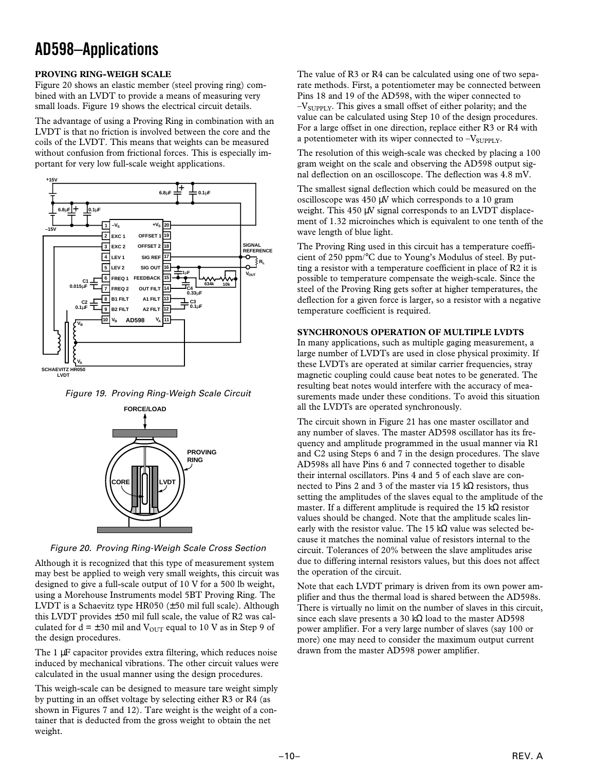# AD598–Applications

## PROVING RING-WEIGH SCALE

Figure 20 shows an elastic member (steel proving ring) combined with an LVDT to provide a means of measuring very small loads. Figure 19 shows the electrical circuit details.

The advantage of using a Proving Ring in combination with an LVDT is that no friction is involved between the core and the coils of the LVDT. This means that weights can be measured without confusion from frictional forces. This is especially important for very low full-scale weight applications.

*Figure 19. Proving Ring-Weigh Scale Circuit*

*Figure 20. Proving Ring-Weigh Scale Cross Section*

Although it is recognized that this type of measurement system may best be applied to weigh very small weights, this circuit was designed to give a full-scale output of 10 V for a 500 lb weight, using a Morehouse Instruments model 5BT Proving Ring. The LVDT is a Schaevitz type HR050 (±50 mil full scale). Although this LVDT provides ±50 mil full scale, the value of R2 was calculated for d = ±30 mil and $V_{OUT}$ equal to 10 V as in Step 9 of the design procedures.

The 1 µF capacitor provides extra filtering, which reduces noise induced by mechanical vibrations. The other circuit values were calculated in the usual manner using the design procedures.

This weigh-scale can be designed to measure tare weight simply by putting in an offset voltage by selecting either R3 or R4 (as shown in Figures 7 and 12). Tare weight is the weight of a container that is deducted from the gross weight to obtain the net weight.

The value of R3 or R4 can be calculated using one of two separate methods. First, a potentiometer may be connected between Pins 18 and 19 of the AD598, with the wiper connected to $-V_{SUPPLY}$. This gives a small offset of either polarity; and the value can be calculated using Step 10 of the design procedures. For a large offset in one direction, replace either R3 or R4 with a potentiometer with its wiper connected to $-V_{SUPPLY}$.

The resolution of this weigh-scale was checked by placing a 100 gram weight on the scale and observing the AD598 output signal deflection on an oscilloscope. The deflection was 4.8 mV.

The smallest signal deflection which could be measured on the oscilloscope was 450 µV which corresponds to a 10 gram weight. This 450 µV signal corresponds to an LVDT displacement of 1.32 microinches which is equivalent to one tenth of the wave length of blue light.

The Proving Ring used in this circuit has a temperature coefficient of 250 ppm/°C due to Young's Modulus of steel. By putting a resistor with a temperature coefficient in place of R2 it is possible to temperature compensate the weigh-scale. Since the steel of the Proving Ring gets softer at higher temperatures, the deflection for a given force is larger, so a resistor with a negative temperature coefficient is required.

## SYNCHRONOUS OPERATION OF MULTIPLE LVDTS

In many applications, such as multiple gaging measurement, a large number of LVDTs are used in close physical proximity. If these LVDTs are operated at similar carrier frequencies, stray magnetic coupling could cause beat notes to be generated. The resulting beat notes would interfere with the accuracy of measurements made under these conditions. To avoid this situation all the LVDTs are operated synchronously.

The circuit shown in Figure 21 has one master oscillator and any number of slaves. The master AD598 oscillator has its frequency and amplitude programmed in the usual manner via R1 and C2 using Steps 6 and 7 in the design procedures. The slave AD598s all have Pins 6 and 7 connected together to disable their internal oscillators. Pins 4 and 5 of each slave are connected to Pins 2 and 3 of the master via 15 kΩ resistors, thus setting the amplitudes of the slaves equal to the amplitude of the master. If a different amplitude is required the 15 kΩ resistor values should be changed. Note that the amplitude scales linearly with the resistor value. The 15 kΩ value was selected because it matches the nominal value of resistors internal to the circuit. Tolerances of 20% between the slave amplitudes arise due to differing internal resistors values, but this does not affect the operation of the circuit.

Note that each LVDT primary is driven from its own power amplifier and thus the thermal load is shared between the AD598s. There is virtually no limit on the number of slaves in this circuit, since each slave presents a 30 kΩ load to the master AD598 power amplifier. For a very large number of slaves (say 100 or more) one may need to consider the maximum output current drawn from the master AD598 power amplifier.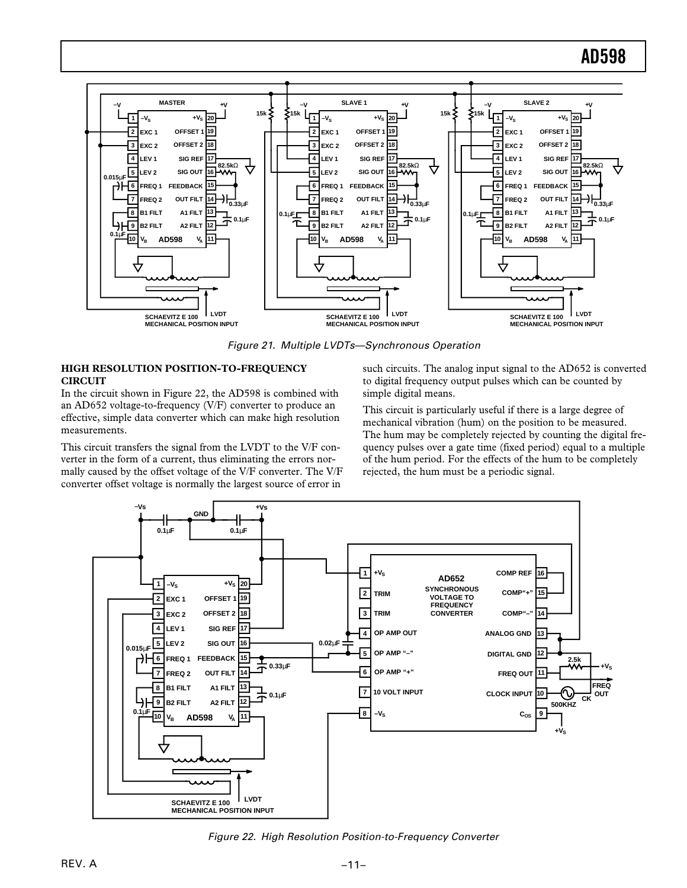*Figure 21. Multiple LVDTs—Synchronous Operation*

### HIGH RESOLUTION POSITION-TO-FREQUENCY CIRCUIT

In the circuit shown in Figure 22, the AD598 is combined with an AD652 voltage-to-frequency (V/F) converter to produce an effective, simple data converter which can make high resolution measurements.

This circuit transfers the signal from the LVDT to the V/F converter in the form of a current, thus eliminating the errors normally caused by the offset voltage of the V/F converter. The V/F converter offset voltage is normally the largest source of error in such circuits. The analog input signal to the AD652 is converted to digital frequency output pulses which can be counted by simple digital means.

This circuit is particularly useful if there is a large degree of mechanical vibration (hum) on the position to be measured. The hum may be completely rejected by counting the digital frequency pulses over a gate time (fixed period) equal to a multiple of the hum period. For the effects of the hum to be completely rejected, the hum must be a periodic signal.

*Figure 22. High Resolution Position-to-Frequency Converter*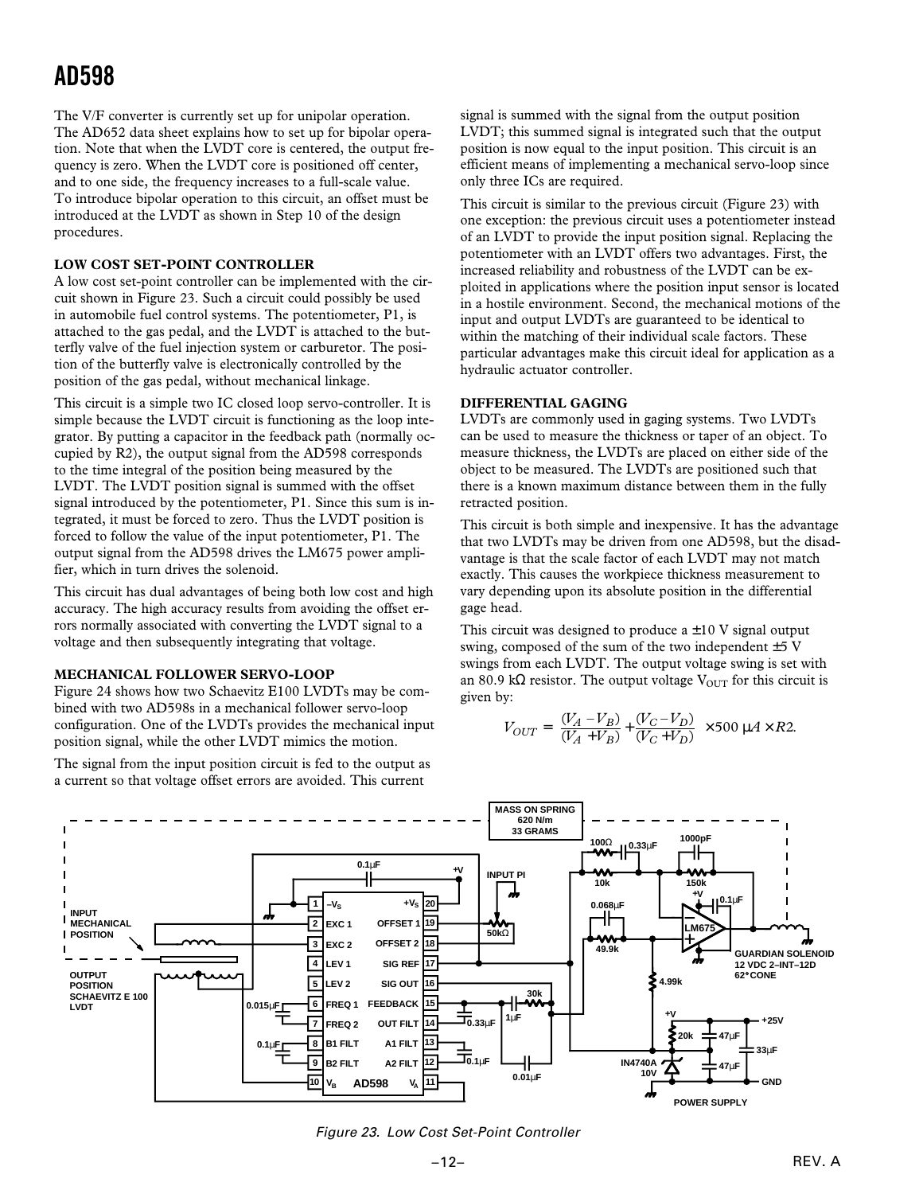The V/F converter is currently set up for unipolar operation. The AD652 data sheet explains how to set up for bipolar operation. Note that when the LVDT core is centered, the output frequency is zero. When the LVDT core is positioned off center, and to one side, the frequency increases to a full-scale value. To introduce bipolar operation to this circuit, an offset must be introduced at the LVDT as shown in Step 10 of the design procedures.

## LOW COST SET-POINT CONTROLLER

A low cost set-point controller can be implemented with the circuit shown in Figure 23. Such a circuit could possibly be used in automobile fuel control systems. The potentiometer, P1, is attached to the gas pedal, and the LVDT is attached to the butterfly valve of the fuel injection system or carburetor. The position of the butterfly valve is electronically controlled by the position of the gas pedal, without mechanical linkage.

This circuit is a simple two IC closed loop servo-controller. It is simple because the LVDT circuit is functioning as the loop integrator. By putting a capacitor in the feedback path (normally occupied by R2), the output signal from the AD598 corresponds to the time integral of the position being measured by the LVDT. The LVDT position signal is summed with the offset signal introduced by the potentiometer, P1. Since this sum is integrated, it must be forced to zero. Thus the LVDT position is forced to follow the value of the input potentiometer, P1. The output signal from the AD598 drives the LM675 power amplifier, which in turn drives the solenoid.

This circuit has dual advantages of being both low cost and high accuracy. The high accuracy results from avoiding the offset errors normally associated with converting the LVDT signal to a voltage and then subsequently integrating that voltage.

## MECHANICAL FOLLOWER SERVO-LOOP

Figure 24 shows how two Schaevitz E100 LVDTs may be combined with two AD598s in a mechanical follower servo-loop configuration. One of the LVDTs provides the mechanical input position signal, while the other LVDT mimics the motion.

The signal from the input position circuit is fed to the output as a current so that voltage offset errors are avoided. This current signal is summed with the signal from the output position LVDT; this summed signal is integrated such that the output position is now equal to the input position. This circuit is an efficient means of implementing a mechanical servo-loop since only three ICs are required.

This circuit is similar to the previous circuit (Figure 23) with one exception: the previous circuit uses a potentiometer instead of an LVDT to provide the input position signal. Replacing the potentiometer with an LVDT offers two advantages. First, the increased reliability and robustness of the LVDT can be exploited in applications where the position input sensor is located in a hostile environment. Second, the mechanical motions of the input and output LVDTs are guaranteed to be identical to within the matching of their individual scale factors. These particular advantages make this circuit ideal for application as a hydraulic actuator controller.

## DIFFERENTIAL GAGING

LVDTs are commonly used in gaging systems. Two LVDTs can be used to measure the thickness or taper of an object. To measure thickness, the LVDTs are placed on either side of the object to be measured. The LVDTs are positioned such that there is a known maximum distance between them in the fully retracted position.

This circuit is both simple and inexpensive. It has the advantage that two LVDTs may be driven from one AD598, but the disadvantage is that the scale factor of each LVDT may not match exactly. This causes the workpiece thickness measurement to vary depending upon its absolute position in the differential gage head.

This circuit was designed to produce a ±10 V signal output swing, composed of the sum of the two independent ±5 V swings from each LVDT. The output voltage swing is set with an 80.9 kΩ resistor. The output voltage $V_{OUT}$ for this circuit is given by:

$$V_{OUT} = \frac{(V_A - V_B)}{(V_A + V_B)} + \frac{(V_C - V_D)}{(V_C + V_D)} \times 500\ \mu A \times R2.$$

*Figure 23. Low Cost Set-Point Controller*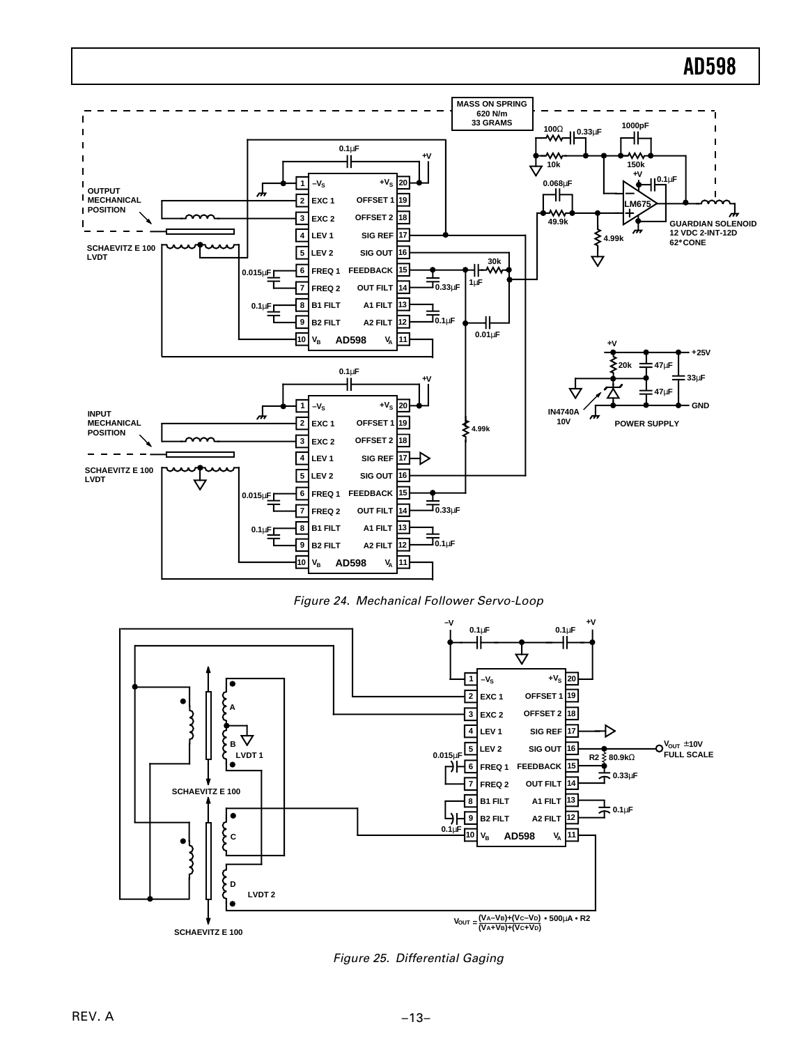*Figure 24. Mechanical Follower Servo-Loop*

*Figure 25. Differential Gaging*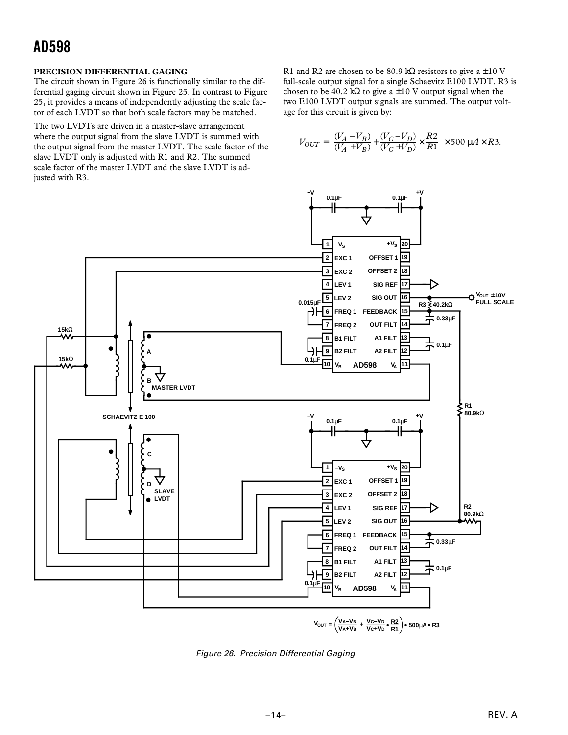### PRECISION DIFFERENTIAL GAGING

The circuit shown in Figure 26 is functionally similar to the differential gaging circuit shown in Figure 25. In contrast to Figure 25, it provides a means of independently adjusting the scale factor of each LVDT so that both scale factors may be matched.

The two LVDTs are driven in a master-slave arrangement where the output signal from the slave LVDT is summed with the output signal from the master LVDT. The scale factor of the slave LVDT only is adjusted with R1 and R2. The summed scale factor of the master LVDT and the slave LVDT is adjusted with R3.

R1 and R2 are chosen to be 80.9 kΩ resistors to give a ±10 V full-scale output signal for a single Schaevitz E100 LVDT. R3 is chosen to be 40.2 kΩ to give a ±10 V output signal when the two E100 LVDT output signals are summed. The output voltage for this circuit is given by:

$$V_{OUT} = \frac{(V_A - V_B)}{(V_A + V_B)} + \frac{(V_C - V_D)}{(V_C + V_D)} \times \frac{R2}{R1} \times 500\ \mu A \times R3.$$

$$V_{OUT} = \left(\frac{V_A - V_B}{V_A + V_B} + \frac{V_C - V_D}{V_C + V_D} \bullet \frac{R2}{R1}\right) \bullet 500\mu A \bullet R3$$

Figure 26. Precision Differential Gaging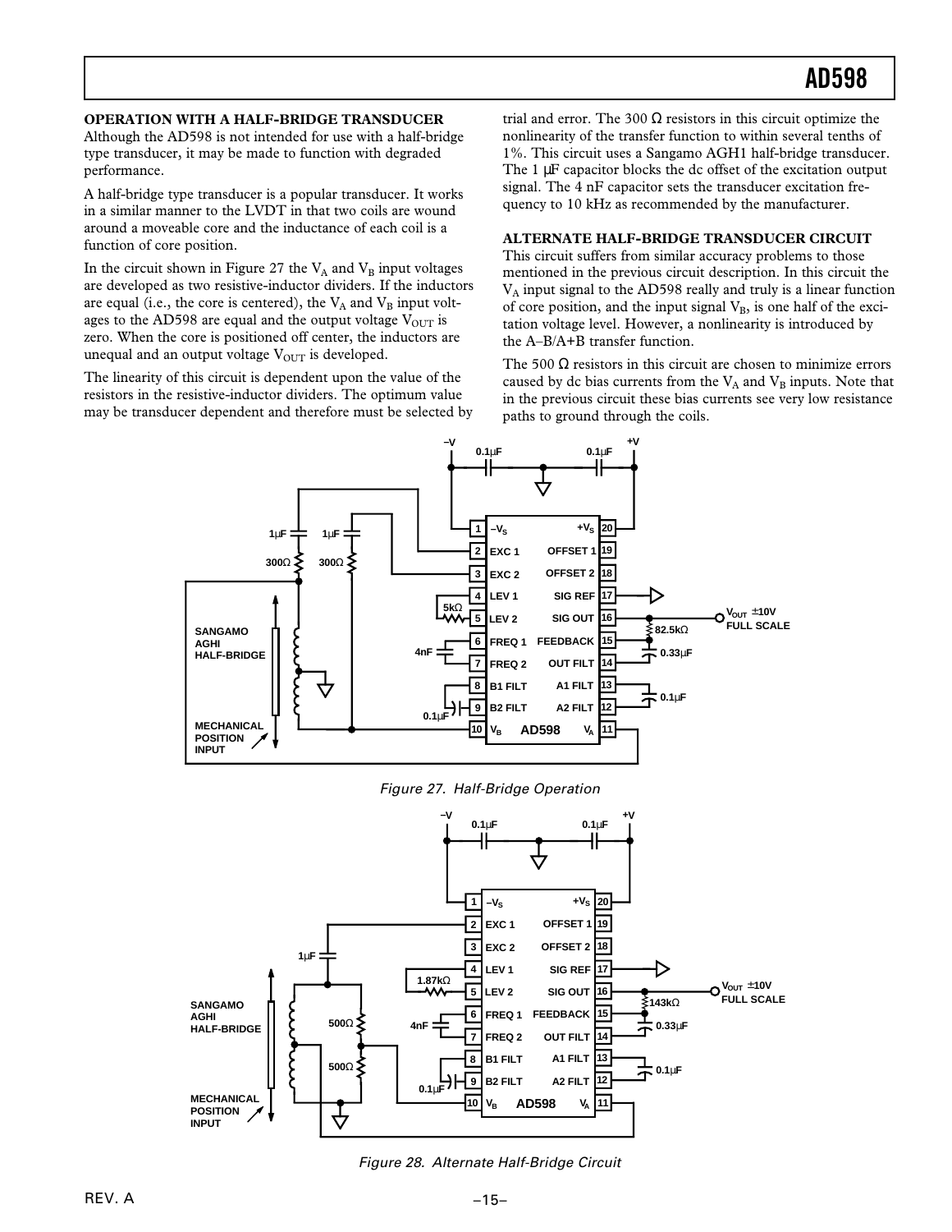### OPERATION WITH A HALF-BRIDGE TRANSDUCER

Although the AD598 is not intended for use with a half-bridge type transducer, it may be made to function with degraded performance.

A half-bridge type transducer is a popular transducer. It works in a similar manner to the LVDT in that two coils are wound around a moveable core and the inductance of each coil is a function of core position.

In the circuit shown in Figure 27 the $V_A$ and $V_B$ input voltages are developed as two resistive-inductor dividers. If the inductors are equal (i.e., the core is centered), the $V_A$ and $V_B$ input voltages to the AD598 are equal and the output voltage $V_{OUT}$ is zero. When the core is positioned off center, the inductors are unequal and an output voltage $V_{OUT}$ is developed.

The linearity of this circuit is dependent upon the value of the resistors in the resistive-inductor dividers. The optimum value may be transducer dependent and therefore must be selected by trial and error. The 300 Ω resistors in this circuit optimize the nonlinearity of the transfer function to within several tenths of 1%. This circuit uses a Sangamo AGH1 half-bridge transducer. The 1 µF capacitor blocks the dc offset of the excitation output signal. The 4 nF capacitor sets the transducer excitation frequency to 10 kHz as recommended by the manufacturer.

### ALTERNATE HALF-BRIDGE TRANSDUCER CIRCUIT

This circuit suffers from similar accuracy problems to those mentioned in the previous circuit description. In this circuit the $V_A$ input signal to the AD598 really and truly is a linear function of core position, and the input signal $V_B$, is one half of the excitation voltage level. However, a nonlinearity is introduced by the A–B/A+B transfer function.

The 500 Ω resistors in this circuit are chosen to minimize errors caused by dc bias currents from the $V_A$ and $V_B$ inputs. Note that in the previous circuit these bias currents see very low resistance paths to ground through the coils.

*Figure 27. Half-Bridge Operation*

*Figure 28. Alternate Half-Bridge Circuit*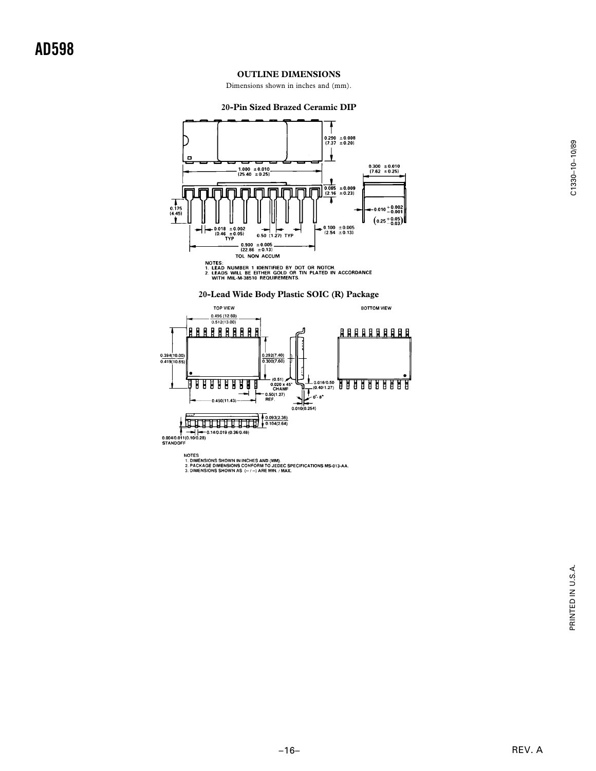## OUTLINE DIMENSIONS

Dimensions shown in inches and (mm).

### 20-Pin Sized Brazed Ceramic DIP

0.290 ± 0.008
(7.37 ± 0.20)

1.000 ± 0.010
(25.40 ± 0.25)

0.300 ± 0.010
(7.62 ± 0.25)

0.085 ± 0.009
(2.16 ± 0.23)

0.175
(4.45)

0.010 +0.002 −0.001
(0.25 +0.05 −0.03)

0.018 ± 0.002
(0.46 ± 0.05)
TYP

0.50 (1.27) TYP

0.100 ± 0.005
(2.54 ± 0.13)

0.900 ± 0.005
(22.86 ± 0.13)
TOL NON ACCUM

NOTES:
1. LEAD NUMBER 1 IDENTIFIED BY DOT OR NOTCH.
2. LEADS WILL BE EITHER GOLD OR TIN PLATED IN ACCORDANCE WITH MIL-M-38510 REQUIREMENTS.

### 20-Lead Wide Body Plastic SOIC (R) Package

TOP VIEW

BOTTOM VIEW

0.496 (12.60)
0.512 (13.00)

0.394 (10.00)
0.419 (10.65)

0.292 (7.40)
0.300 (7.60)

(0.51)
0.020 x 45°
CHAMF

0.016/0.50
(0.40/1.27)

0.50 (1.27)
REF.

0.450 (11.43)

0°- 8°

0.010 (0.254)

0.093 (2.36)
0.104 (2.64)

0.14/0.019 (0.36/0.48)

0.004/0.011 (0.10/0.28)
STANDOFF

NOTES
1. DIMENSIONS SHOWN IN INCHES AND (MM).
2. PACKAGE DIMENSIONS CONFORM TO JEDEC SPECIFICATIONS MS-013-AA.
3. DIMENSIONS SHOWN AS (-- / --) ARE MIN. / MAX.

C1330–10–10/89

PRINTED IN U.S.A.